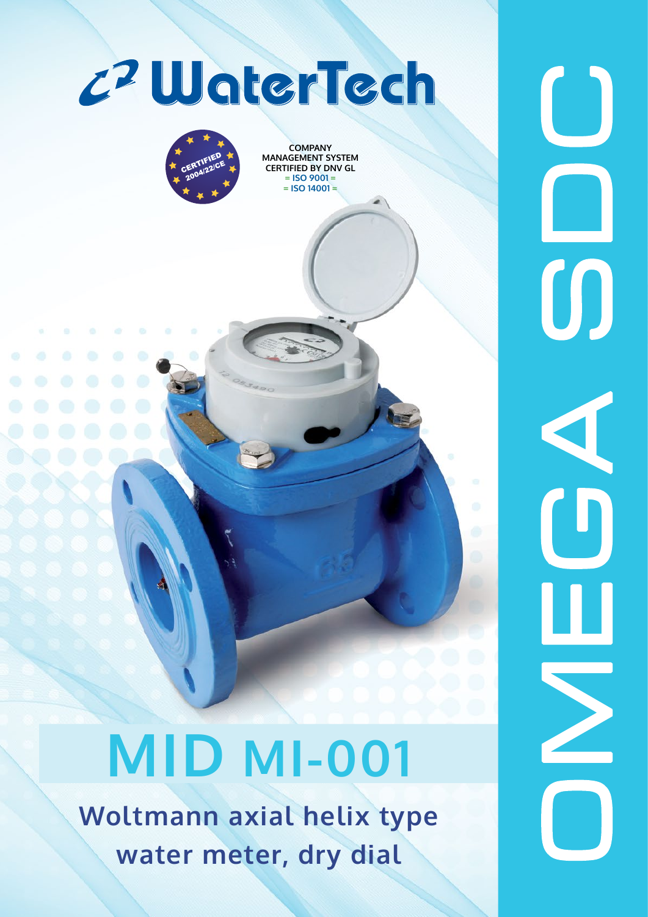# WaterTech

CERTIFIED 2004/22/CE

COMPANY MANAGEMENT SYSTEM CERTIFIED BY DNV GL
= ISO 9001 =
= ISO 14001 =

# OMEGA SDC

## MID MI-001

### Woltmann axial helix type water meter, dry dial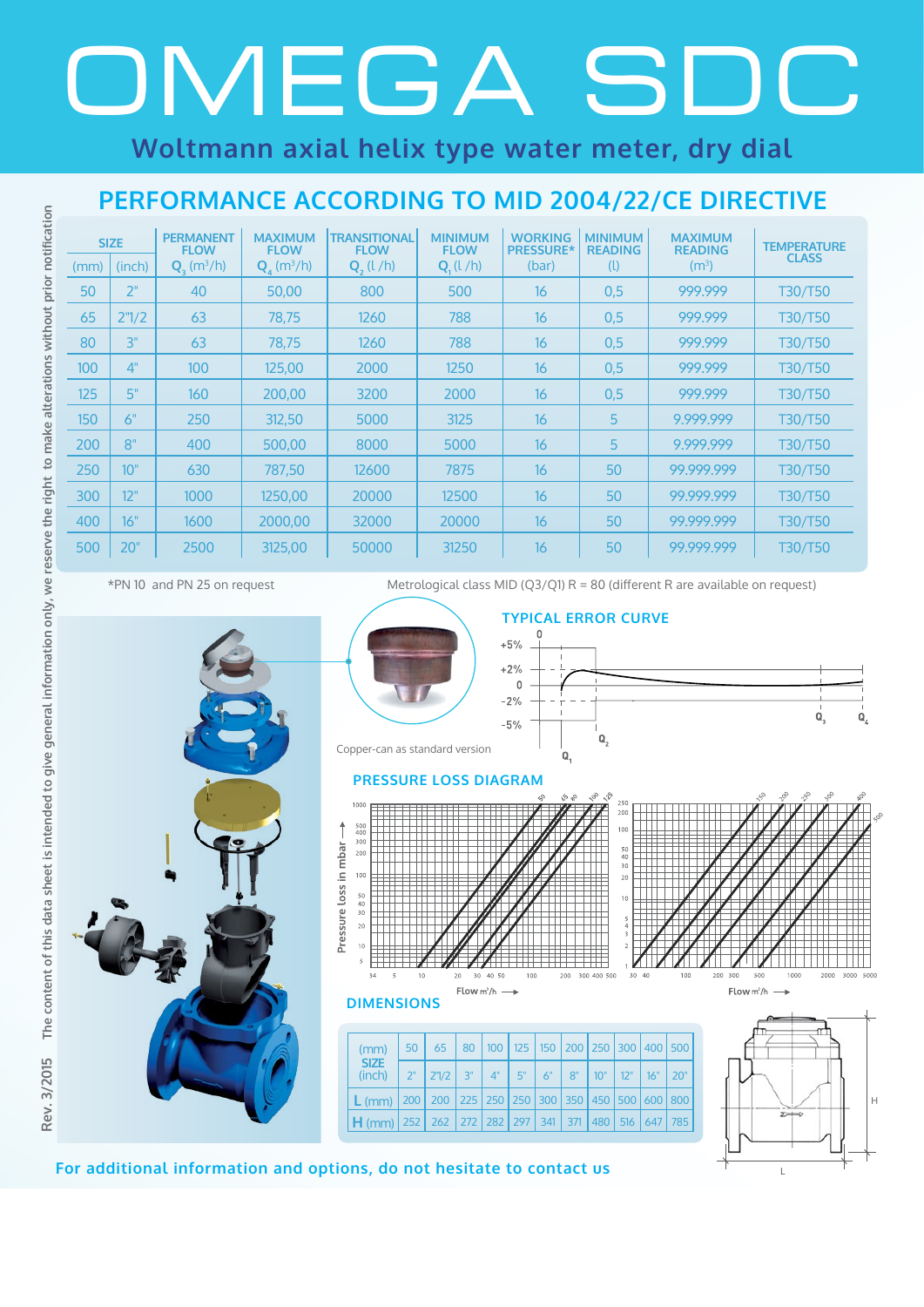# OMEGA SDC

## Woltmann axial helix type water meter, dry dial

## PERFORMANCE ACCORDING TO MID 2004/22/CE DIRECTIVE

| SIZE (mm) | SIZE (inch) | PERMANENT FLOW $Q_3$ ($m^3$/h) | MAXIMUM FLOW $Q_4$ ($m^3$/h) | TRANSITIONAL FLOW $Q_2$ (l /h) | MINIMUM FLOW $Q_1$ (l /h) | WORKING PRESSURE* (bar) | MINIMUM READING (l) | MAXIMUM READING ($m^3$) | TEMPERATURE CLASS |
|---|---|---|---|---|---|---|---|---|---|
| 50 | 2" | 40 | 50,00 | 800 | 500 | 16 | 0,5 | 999.999 | T30/T50 |
| 65 | 2"1/2 | 63 | 78,75 | 1260 | 788 | 16 | 0,5 | 999.999 | T30/T50 |
| 80 | 3" | 63 | 78,75 | 1260 | 788 | 16 | 0,5 | 999.999 | T30/T50 |
| 100 | 4" | 100 | 125,00 | 2000 | 1250 | 16 | 0,5 | 999.999 | T30/T50 |
| 125 | 5" | 160 | 200,00 | 3200 | 2000 | 16 | 0,5 | 999.999 | T30/T50 |
| 150 | 6" | 250 | 312,50 | 5000 | 3125 | 16 | 5 | 9.999.999 | T30/T50 |
| 200 | 8" | 400 | 500,00 | 8000 | 5000 | 16 | 5 | 9.999.999 | T30/T50 |
| 250 | 10" | 630 | 787,50 | 12600 | 7875 | 16 | 50 | 99.999.999 | T30/T50 |
| 300 | 12" | 1000 | 1250,00 | 20000 | 12500 | 16 | 50 | 99.999.999 | T30/T50 |
| 400 | 16" | 1600 | 2000,00 | 32000 | 20000 | 16 | 50 | 99.999.999 | T30/T50 |
| 500 | 20" | 2500 | 3125,00 | 50000 | 31250 | 16 | 50 | 99.999.999 | T30/T50 |

*PN 10 and PN 25 on request

Metrological class MID (Q3/Q1) R = 80 (different R are available on request)

Copper-can as standard version

### TYPICAL ERROR CURVE

+5%
+2%
0
-2%
-5%
$Q_1$ $Q_2$ $Q_3$ $Q_4$

### PRESSURE LOSS DIAGRAM

Pressure loss in mbar
1000 500 400 300 200 100 50 40 30 20 10 5
250 200 100 50 40 30 20 10 5 4 3 2 1
50 65 80 100 125 150 200 250 300 400 500
34 5 10 20 30 40 50 100 200 300 400 500 30 40 100 200 300 500 1000 2000 3000 5000
Flow $m^3$/h

### DIMENSIONS

| SIZE (mm) | 50 | 65 | 80 | 100 | 125 | 150 | 200 | 250 | 300 | 400 | 500 |
|---|---|---|---|---|---|---|---|---|---|---|---|
| SIZE (inch) | 2" | 2"1/2 | 3" | 4" | 5" | 6" | 8" | 10" | 12" | 16" | 20" |
| L (mm) | 200 | 200 | 225 | 250 | 250 | 300 | 350 | 450 | 500 | 600 | 800 |
| H (mm) | 252 | 262 | 272 | 282 | 297 | 341 | 371 | 480 | 516 | 647 | 785 |

H
L

**For additional information and options, do not hesitate to contact us**

Rev. 3/2015 The content of this data sheet is intended to give general information only, we reserve the right to make alterations without prior notification